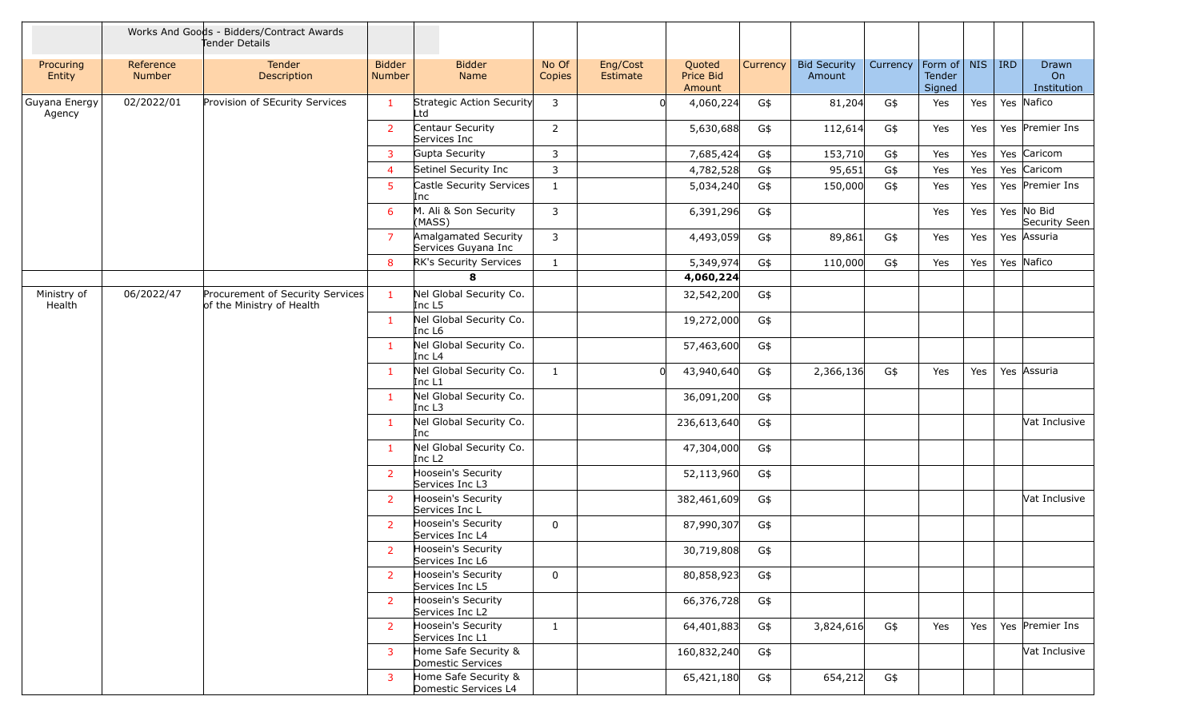Works And Goods - Bidders/Contract Awards Tender Details

| Procuring Entity | Reference Number | Tender Description | Bidder Number | Bidder Name | No Of Copies | Eng/Cost Estimate | Quoted Price Bid Amount | Currency | Bid Security Amount | Currency | Form of Tender Signed | NIS | IRD | Drawn On Institution |
|---|---|---|---|---|---|---|---|---|---|---|---|---|---|---|
| Guyana Energy Agency | 02/2022/01 | Provision of SEcurity Services | 1 | Strategic Action Security Ltd | 3 | 0 | 4,060,224 | G$ | 81,204 | G$ | Yes | Yes | Yes | Nafico |
| | | | 2 | Centaur Security Services Inc | 2 | | 5,630,688 | G$ | 112,614 | G$ | Yes | Yes | Yes | Premier Ins |
| | | | 3 | Gupta Security | 3 | | 7,685,424 | G$ | 153,710 | G$ | Yes | Yes | Yes | Caricom |
| | | | 4 | Setinel Security Inc | 3 | | 4,782,528 | G$ | 95,651 | G$ | Yes | Yes | Yes | Caricom |
| | | | 5 | Castle Security Services Inc | 1 | | 5,034,240 | G$ | 150,000 | G$ | Yes | Yes | Yes | Premier Ins |
| | | | 6 | M. Ali & Son Security (MASS) | 3 | | 6,391,296 | G$ | | | Yes | Yes | Yes | No Bid Security Seen |
| | | | 7 | Amalgamated Security Services Guyana Inc | 3 | | 4,493,059 | G$ | 89,861 | G$ | Yes | Yes | Yes | Assuria |
| | | | 8 | RK's Security Services | 1 | | 5,349,974 | G$ | 110,000 | G$ | Yes | Yes | Yes | Nafico |
| | | | | **8** | | | **4,060,224** | | | | | | | |
| Ministry of Health | 06/2022/47 | Procurement of Security Services of the Ministry of Health | 1 | Nel Global Security Co. Inc L5 | | | 32,542,200 | G$ | | | | | | |
| | | | 1 | Nel Global Security Co. Inc L6 | | | 19,272,000 | G$ | | | | | | |
| | | | 1 | Nel Global Security Co. Inc L4 | | | 57,463,600 | G$ | | | | | | |
| | | | 1 | Nel Global Security Co. Inc L1 | 1 | 0 | 43,940,640 | G$ | 2,366,136 | G$ | Yes | Yes | Yes | Assuria |
| | | | 1 | Nel Global Security Co. Inc L3 | | | 36,091,200 | G$ | | | | | | |
| | | | 1 | Nel Global Security Co. Inc | | | 236,613,640 | G$ | | | | | | Vat Inclusive |
| | | | 1 | Nel Global Security Co. Inc L2 | | | 47,304,000 | G$ | | | | | | |
| | | | 2 | Hoosein's Security Services Inc L3 | | | 52,113,960 | G$ | | | | | | |
| | | | 2 | Hoosein's Security Services Inc L | | | 382,461,609 | G$ | | | | | | Vat Inclusive |
| | | | 2 | Hoosein's Security Services Inc L4 | 0 | | 87,990,307 | G$ | | | | | | |
| | | | 2 | Hoosein's Security Services Inc L6 | | | 30,719,808 | G$ | | | | | | |
| | | | 2 | Hoosein's Security Services Inc L5 | 0 | | 80,858,923 | G$ | | | | | | |
| | | | 2 | Hoosein's Security Services Inc L2 | | | 66,376,728 | G$ | | | | | | |
| | | | 2 | Hoosein's Security Services Inc L1 | 1 | | 64,401,883 | G$ | 3,824,616 | G$ | Yes | Yes | Yes | Premier Ins |
| | | | 3 | Home Safe Security & Domestic Services | | | 160,832,240 | G$ | | | | | | Vat Inclusive |
| | | | 3 | Home Safe Security & Domestic Services L4 | | | 65,421,180 | G$ | 654,212 | G$ | | | | |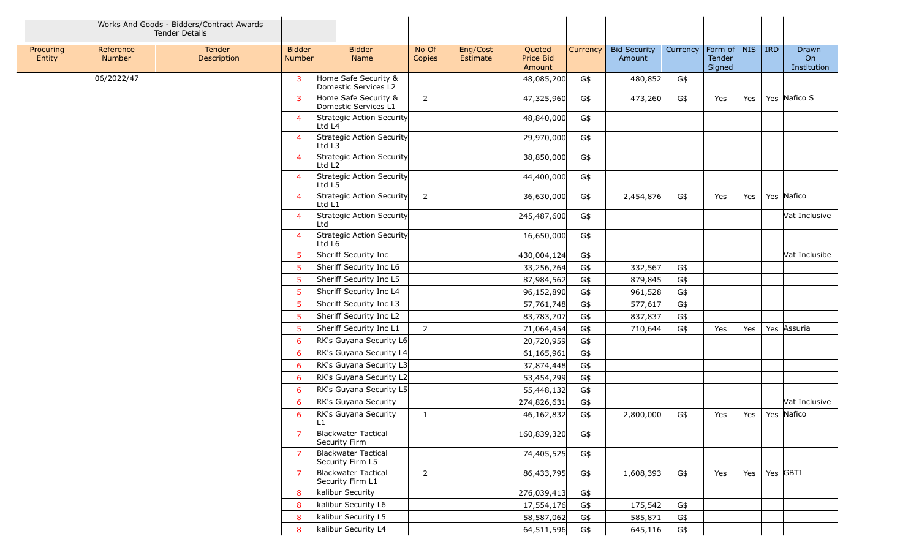| | Works And Goods - Bidders/Contract Awards Tender Details | | | | | | | | | | | | | | |
|---|---|---|---|---|---|---|---|---|---|---|---|---|---|---|---|
| Procuring Entity | Reference Number | Tender Description | Bidder Number | Bidder Name | No Of Copies | Eng/Cost Estimate | Quoted Price Bid Amount | Currency | Bid Security Amount | Currency | Form of Tender Signed | NIS | IRD | Drawn On Institution |
| | 06/2022/47 | | 3 | Home Safe Security & Domestic Services L2 | | | 48,085,200 | G$ | 480,852 | G$ | | | | |
| | | | 3 | Home Safe Security & Domestic Services L1 | 2 | | 47,325,960 | G$ | 473,260 | G$ | Yes | Yes | Yes | Nafico S |
| | | | 4 | Strategic Action Security Ltd L4 | | | 48,840,000 | G$ | | | | | | |
| | | | 4 | Strategic Action Security Ltd L3 | | | 29,970,000 | G$ | | | | | | |
| | | | 4 | Strategic Action Security Ltd L2 | | | 38,850,000 | G$ | | | | | | |
| | | | 4 | Strategic Action Security Ltd L5 | | | 44,400,000 | G$ | | | | | | |
| | | | 4 | Strategic Action Security Ltd L1 | 2 | | 36,630,000 | G$ | 2,454,876 | G$ | Yes | Yes | Yes | Nafico |
| | | | 4 | Strategic Action Security Ltd | | | 245,487,600 | G$ | | | | | | Vat Inclusive |
| | | | 4 | Strategic Action Security Ltd L6 | | | 16,650,000 | G$ | | | | | | |
| | | | 5 | Sheriff Security Inc | | | 430,004,124 | G$ | | | | | | Vat Inclusibe |
| | | | 5 | Sheriff Security Inc L6 | | | 33,256,764 | G$ | 332,567 | G$ | | | | |
| | | | 5 | Sheriff Security Inc L5 | | | 87,984,562 | G$ | 879,845 | G$ | | | | |
| | | | 5 | Sheriff Security Inc L4 | | | 96,152,890 | G$ | 961,528 | G$ | | | | |
| | | | 5 | Sheriff Security Inc L3 | | | 57,761,748 | G$ | 577,617 | G$ | | | | |
| | | | 5 | Sheriff Security Inc L2 | | | 83,783,707 | G$ | 837,837 | G$ | | | | |
| | | | 5 | Sheriff Security Inc L1 | 2 | | 71,064,454 | G$ | 710,644 | G$ | Yes | Yes | Yes | Assuria |
| | | | 6 | RK's Guyana Security L6 | | | 20,720,959 | G$ | | | | | | |
| | | | 6 | RK's Guyana Security L4 | | | 61,165,961 | G$ | | | | | | |
| | | | 6 | RK's Guyana Security L3 | | | 37,874,448 | G$ | | | | | | |
| | | | 6 | RK's Guyana Security L2 | | | 53,454,299 | G$ | | | | | | |
| | | | 6 | RK's Guyana Security L5 | | | 55,448,132 | G$ | | | | | | |
| | | | 6 | RK's Guyana Security | | | 274,826,631 | G$ | | | | | | Vat Inclusive |
| | | | 6 | RK's Guyana Security L1 | 1 | | 46,162,832 | G$ | 2,800,000 | G$ | Yes | Yes | Yes | Nafico |
| | | | 7 | Blackwater Tactical Security Firm | | | 160,839,320 | G$ | | | | | | |
| | | | 7 | Blackwater Tactical Security Firm L5 | | | 74,405,525 | G$ | | | | | | |
| | | | 7 | Blackwater Tactical Security Firm L1 | 2 | | 86,433,795 | G$ | 1,608,393 | G$ | Yes | Yes | Yes | GBTI |
| | | | 8 | kalibur Security | | | 276,039,413 | G$ | | | | | | |
| | | | 8 | kalibur Security L6 | | | 17,554,176 | G$ | 175,542 | G$ | | | | |
| | | | 8 | kalibur Security L5 | | | 58,587,062 | G$ | 585,871 | G$ | | | | |
| | | | 8 | kalibur Security L4 | | | 64,511,596 | G$ | 645,116 | G$ | | | | |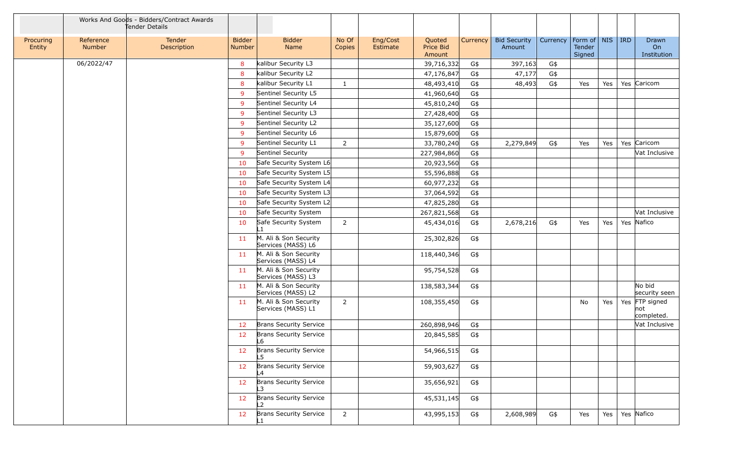| | Works And Goods - Bidders/Contract Awards Tender Details | | | | | | | | | | | | | |
|---|---|---|---|---|---|---|---|---|---|---|---|---|---|---|
| Procuring Entity | Reference Number | Tender Description | Bidder Number | Bidder Name | No Of Copies | Eng/Cost Estimate | Quoted Price Bid Amount | Currency | Bid Security Amount | Currency | Form of Tender Signed | NIS | IRD | Drawn On Institution |
| | 06/2022/47 | | 8 | kalibur Security L3 | | | 39,716,332 | G$ | 397,163 | G$ | | | | |
| | | | 8 | kalibur Security L2 | | | 47,176,847 | G$ | 47,177 | G$ | | | | |
| | | | 8 | kalibur Security L1 | 1 | | 48,493,410 | G$ | 48,493 | G$ | Yes | Yes | Yes | Caricom |
| | | | 9 | Sentinel Security L5 | | | 41,960,640 | G$ | | | | | | |
| | | | 9 | Sentinel Security L4 | | | 45,810,240 | G$ | | | | | | |
| | | | 9 | Sentinel Security L3 | | | 27,428,400 | G$ | | | | | | |
| | | | 9 | Sentinel Security L2 | | | 35,127,600 | G$ | | | | | | |
| | | | 9 | Sentinel Security L6 | | | 15,879,600 | G$ | | | | | | |
| | | | 9 | Sentinel Security L1 | 2 | | 33,780,240 | G$ | 2,279,849 | G$ | Yes | Yes | Yes | Caricom |
| | | | 9 | Sentinel Security | | | 227,984,860 | G$ | | | | | | Vat Inclusive |
| | | | 10 | Safe Security System L6 | | | 20,923,560 | G$ | | | | | | |
| | | | 10 | Safe Security System L5 | | | 55,596,888 | G$ | | | | | | |
| | | | 10 | Safe Security System L4 | | | 60,977,232 | G$ | | | | | | |
| | | | 10 | Safe Security System L3 | | | 37,064,592 | G$ | | | | | | |
| | | | 10 | Safe Security System L2 | | | 47,825,280 | G$ | | | | | | |
| | | | 10 | Safe Security System | | | 267,821,568 | G$ | | | | | | Vat Inclusive |
| | | | 10 | Safe Security System L1 | 2 | | 45,434,016 | G$ | 2,678,216 | G$ | Yes | Yes | Yes | Nafico |
| | | | 11 | M. Ali & Son Security Services (MASS) L6 | | | 25,302,826 | G$ | | | | | | |
| | | | 11 | M. Ali & Son Security Services (MASS) L4 | | | 118,440,346 | G$ | | | | | | |
| | | | 11 | M. Ali & Son Security Services (MASS) L3 | | | 95,754,528 | G$ | | | | | | |
| | | | 11 | M. Ali & Son Security Services (MASS) L2 | | | 138,583,344 | G$ | | | | | | No bid security seen |
| | | | 11 | M. Ali & Son Security Services (MASS) L1 | 2 | | 108,355,450 | G$ | | | No | Yes | Yes | FTP signed not completed. |
| | | | 12 | Brans Security Service | | | 260,898,946 | G$ | | | | | | Vat Inclusive |
| | | | 12 | Brans Security Service L6 | | | 20,845,585 | G$ | | | | | | |
| | | | 12 | Brans Security Service L5 | | | 54,966,515 | G$ | | | | | | |
| | | | 12 | Brans Security Service L4 | | | 59,903,627 | G$ | | | | | | |
| | | | 12 | Brans Security Service L3 | | | 35,656,921 | G$ | | | | | | |
| | | | 12 | Brans Security Service L2 | | | 45,531,145 | G$ | | | | | | |
| | | | 12 | Brans Security Service L1 | 2 | | 43,995,153 | G$ | 2,608,989 | G$ | Yes | Yes | Yes | Nafico |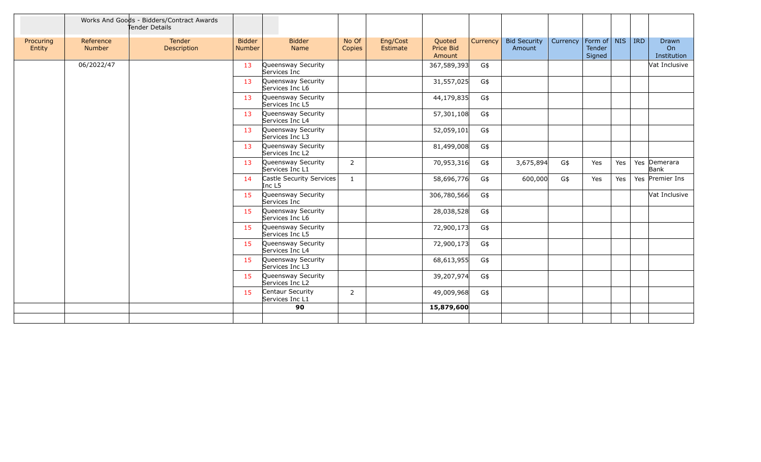| | Works And Goods - Bidders/Contract Awards Tender Details | | | | | | | | | | | | | |
|---|---|---|---|---|---|---|---|---|---|---|---|---|---|---|
| Procuring Entity | Reference Number | Tender Description | Bidder Number | Bidder Name | No Of Copies | Eng/Cost Estimate | Quoted Price Bid Amount | Currency | Bid Security Amount | Currency | Form of Tender Signed | NIS | IRD | Drawn On Institution |
| | 06/2022/47 | | 13 | Queensway Security Services Inc | | | 367,589,393 | G$ | | | | | | Vat Inclusive |
| | | | 13 | Queensway Security Services Inc L6 | | | 31,557,025 | G$ | | | | | | |
| | | | 13 | Queensway Security Services Inc L5 | | | 44,179,835 | G$ | | | | | | |
| | | | 13 | Queensway Security Services Inc L4 | | | 57,301,108 | G$ | | | | | | |
| | | | 13 | Queensway Security Services Inc L3 | | | 52,059,101 | G$ | | | | | | |
| | | | 13 | Queensway Security Services Inc L2 | | | 81,499,008 | G$ | | | | | | |
| | | | 13 | Queensway Security Services Inc L1 | 2 | | 70,953,316 | G$ | 3,675,894 | G$ | Yes | Yes | Yes | Demerara Bank |
| | | | 14 | Castle Security Services Inc L5 | 1 | | 58,696,776 | G$ | 600,000 | G$ | Yes | Yes | Yes | Premier Ins |
| | | | 15 | Queensway Security Services Inc | | | 306,780,566 | G$ | | | | | | Vat Inclusive |
| | | | 15 | Queensway Security Services Inc L6 | | | 28,038,528 | G$ | | | | | | |
| | | | 15 | Queensway Security Services Inc L5 | | | 72,900,173 | G$ | | | | | | |
| | | | 15 | Queensway Security Services Inc L4 | | | 72,900,173 | G$ | | | | | | |
| | | | 15 | Queensway Security Services Inc L3 | | | 68,613,955 | G$ | | | | | | |
| | | | 15 | Queensway Security Services Inc L2 | | | 39,207,974 | G$ | | | | | | |
| | | | 15 | Centaur Security Services Inc L1 | 2 | | 49,009,968 | G$ | | | | | | |
| | | | | **90** | | | **15,879,600** | | | | | | | |
| | | | | | | | | | | | | | | |